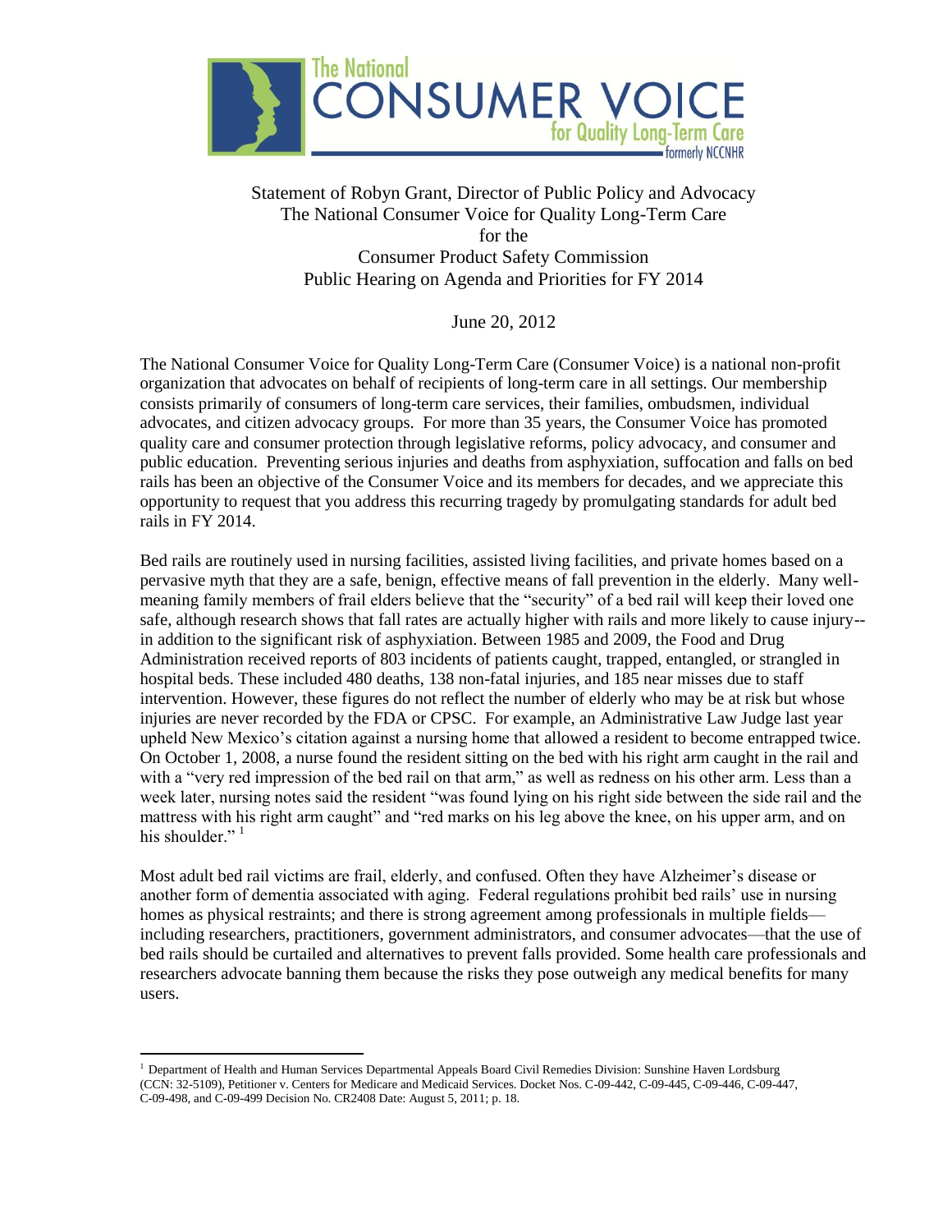The National CONSUMER VOICE for Quality Long-Term Care — formerly NCCNHR

Statement of Robyn Grant, Director of Public Policy and Advocacy
The National Consumer Voice for Quality Long-Term Care
for the
Consumer Product Safety Commission
Public Hearing on Agenda and Priorities for FY 2014

June 20, 2012

The National Consumer Voice for Quality Long-Term Care (Consumer Voice) is a national non-profit organization that advocates on behalf of recipients of long-term care in all settings. Our membership consists primarily of consumers of long-term care services, their families, ombudsmen, individual advocates, and citizen advocacy groups. For more than 35 years, the Consumer Voice has promoted quality care and consumer protection through legislative reforms, policy advocacy, and consumer and public education. Preventing serious injuries and deaths from asphyxiation, suffocation and falls on bed rails has been an objective of the Consumer Voice and its members for decades, and we appreciate this opportunity to request that you address this recurring tragedy by promulgating standards for adult bed rails in FY 2014.

Bed rails are routinely used in nursing facilities, assisted living facilities, and private homes based on a pervasive myth that they are a safe, benign, effective means of fall prevention in the elderly. Many well-meaning family members of frail elders believe that the "security" of a bed rail will keep their loved one safe, although research shows that fall rates are actually higher with rails and more likely to cause injury--in addition to the significant risk of asphyxiation. Between 1985 and 2009, the Food and Drug Administration received reports of 803 incidents of patients caught, trapped, entangled, or strangled in hospital beds. These included 480 deaths, 138 non-fatal injuries, and 185 near misses due to staff intervention. However, these figures do not reflect the number of elderly who may be at risk but whose injuries are never recorded by the FDA or CPSC. For example, an Administrative Law Judge last year upheld New Mexico's citation against a nursing home that allowed a resident to become entrapped twice. On October 1, 2008, a nurse found the resident sitting on the bed with his right arm caught in the rail and with a "very red impression of the bed rail on that arm," as well as redness on his other arm. Less than a week later, nursing notes said the resident "was found lying on his right side between the side rail and the mattress with his right arm caught" and "red marks on his leg above the knee, on his upper arm, and on his shoulder." [1]

Most adult bed rail victims are frail, elderly, and confused. Often they have Alzheimer's disease or another form of dementia associated with aging. Federal regulations prohibit bed rails' use in nursing homes as physical restraints; and there is strong agreement among professionals in multiple fields—including researchers, practitioners, government administrators, and consumer advocates—that the use of bed rails should be curtailed and alternatives to prevent falls provided. Some health care professionals and researchers advocate banning them because the risks they pose outweigh any medical benefits for many users.

---

[1] Department of Health and Human Services Departmental Appeals Board Civil Remedies Division: Sunshine Haven Lordsburg (CCN: 32-5109), Petitioner v. Centers for Medicare and Medicaid Services. Docket Nos. C-09-442, C-09-445, C-09-446, C-09-447, C-09-498, and C-09-499 Decision No. CR2408 Date: August 5, 2011; p. 18.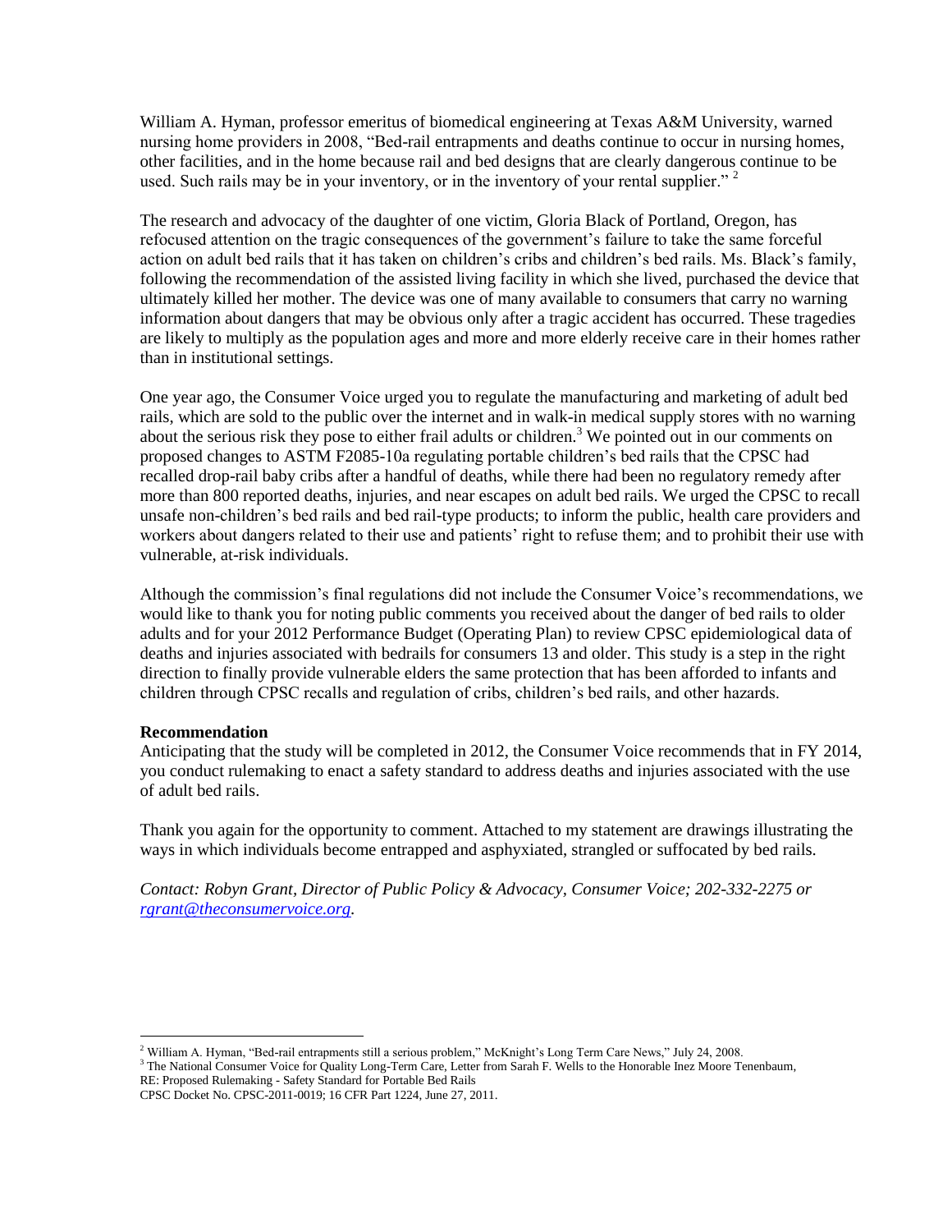William A. Hyman, professor emeritus of biomedical engineering at Texas A&M University, warned nursing home providers in 2008, "Bed-rail entrapments and deaths continue to occur in nursing homes, other facilities, and in the home because rail and bed designs that are clearly dangerous continue to be used. Such rails may be in your inventory, or in the inventory of your rental supplier." [2]

The research and advocacy of the daughter of one victim, Gloria Black of Portland, Oregon, has refocused attention on the tragic consequences of the government's failure to take the same forceful action on adult bed rails that it has taken on children's cribs and children's bed rails. Ms. Black's family, following the recommendation of the assisted living facility in which she lived, purchased the device that ultimately killed her mother. The device was one of many available to consumers that carry no warning information about dangers that may be obvious only after a tragic accident has occurred. These tragedies are likely to multiply as the population ages and more and more elderly receive care in their homes rather than in institutional settings.

One year ago, the Consumer Voice urged you to regulate the manufacturing and marketing of adult bed rails, which are sold to the public over the internet and in walk-in medical supply stores with no warning about the serious risk they pose to either frail adults or children.[3] We pointed out in our comments on proposed changes to ASTM F2085-10a regulating portable children's bed rails that the CPSC had recalled drop-rail baby cribs after a handful of deaths, while there had been no regulatory remedy after more than 800 reported deaths, injuries, and near escapes on adult bed rails. We urged the CPSC to recall unsafe non-children's bed rails and bed rail-type products; to inform the public, health care providers and workers about dangers related to their use and patients' right to refuse them; and to prohibit their use with vulnerable, at-risk individuals.

Although the commission's final regulations did not include the Consumer Voice's recommendations, we would like to thank you for noting public comments you received about the danger of bed rails to older adults and for your 2012 Performance Budget (Operating Plan) to review CPSC epidemiological data of deaths and injuries associated with bedrails for consumers 13 and older. This study is a step in the right direction to finally provide vulnerable elders the same protection that has been afforded to infants and children through CPSC recalls and regulation of cribs, children's bed rails, and other hazards.

**Recommendation**
Anticipating that the study will be completed in 2012, the Consumer Voice recommends that in FY 2014, you conduct rulemaking to enact a safety standard to address deaths and injuries associated with the use of adult bed rails.

Thank you again for the opportunity to comment. Attached to my statement are drawings illustrating the ways in which individuals become entrapped and asphyxiated, strangled or suffocated by bed rails.

*Contact: Robyn Grant, Director of Public Policy & Advocacy, Consumer Voice; 202-332-2275 or [rgrant@theconsumervoice.org](mailto:rgrant@theconsumervoice.org).*

---

[2] William A. Hyman, "Bed-rail entrapments still a serious problem," McKnight's Long Term Care News," July 24, 2008.

[3] The National Consumer Voice for Quality Long-Term Care, Letter from Sarah F. Wells to the Honorable Inez Moore Tenenbaum, RE: Proposed Rulemaking - Safety Standard for Portable Bed Rails CPSC Docket No. CPSC-2011-0019; 16 CFR Part 1224, June 27, 2011.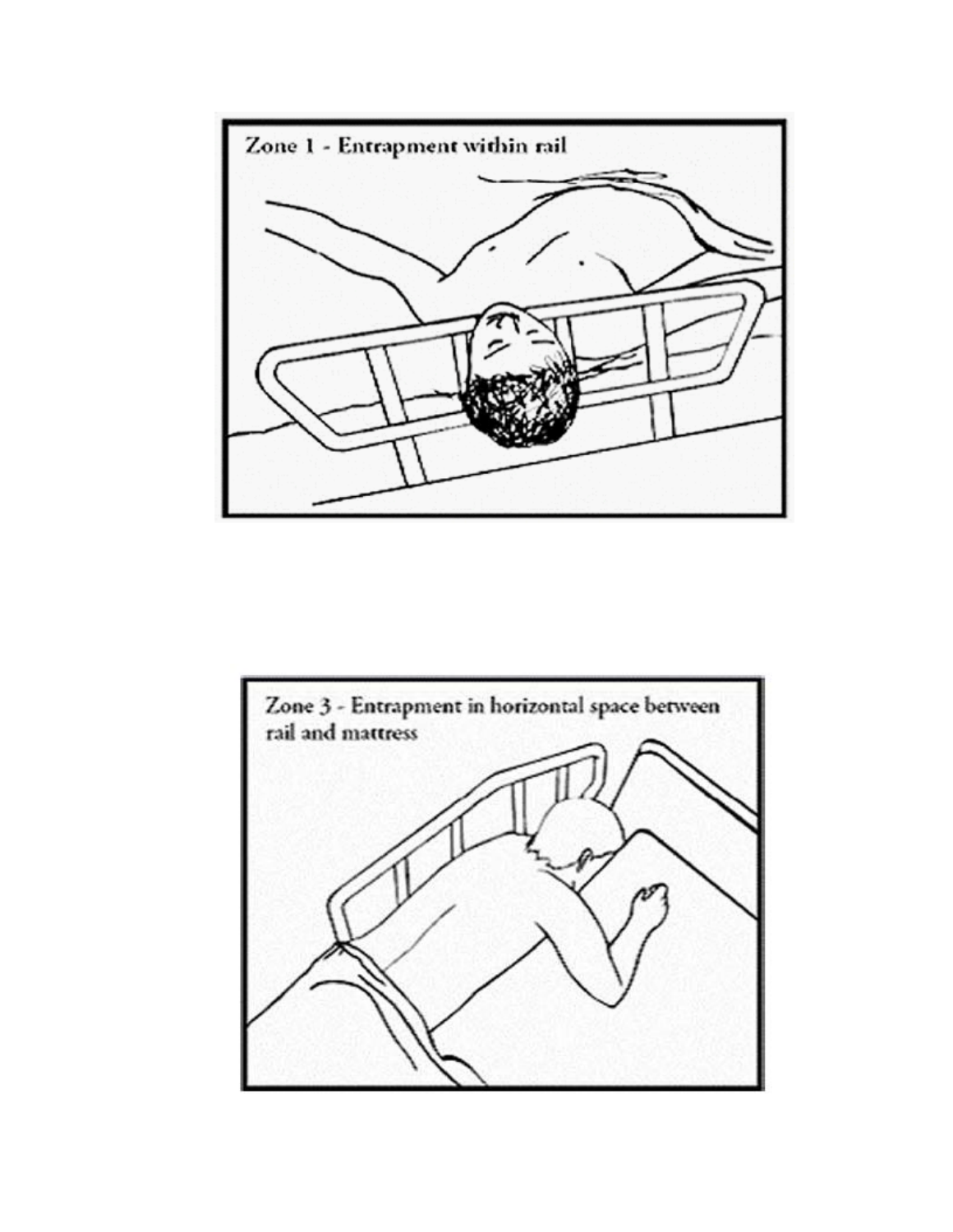Zone 1 - Entrapment within rail

Zone 3 - Entrapment in horizontal space between rail and mattress